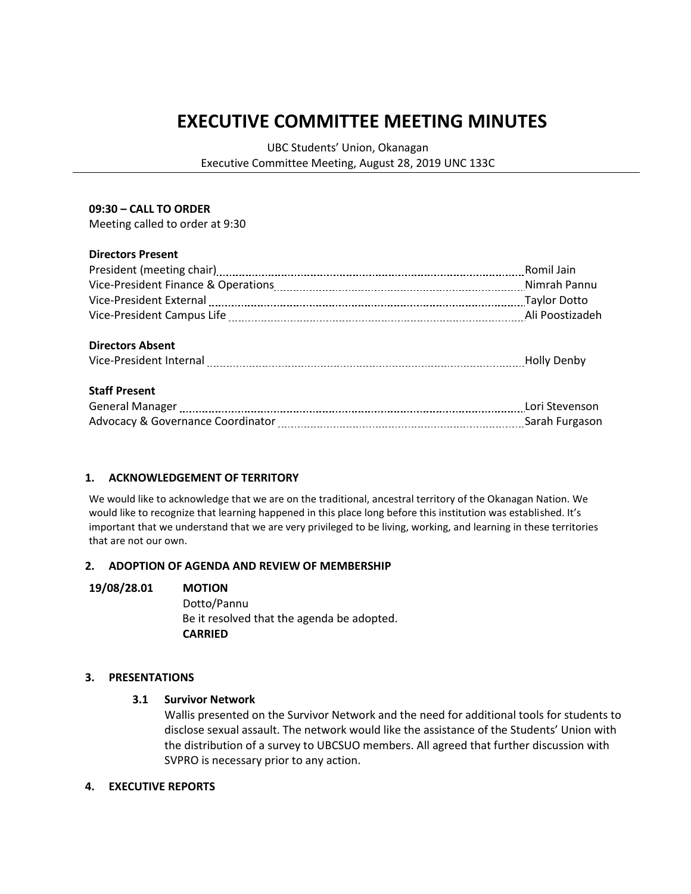# EXECUTIVE COMMITTEE MEETING MINUTES

UBC Students' Union, Okanagan
Executive Committee Meeting, August 28, 2019 UNC 133C

**09:30 – CALL TO ORDER**
Meeting called to order at 9:30

**Directors Present**

| | |
|---|---|
| President (meeting chair) | Romil Jain |
| Vice-President Finance & Operations | Nimrah Pannu |
| Vice-President External | Taylor Dotto |
| Vice-President Campus Life | Ali Poostizadeh |

**Directors Absent**

| | |
|---|---|
| Vice-President Internal | Holly Denby |

**Staff Present**

| | |
|---|---|
| General Manager | Lori Stevenson |
| Advocacy & Governance Coordinator | Sarah Furgason |

## 1. ACKNOWLEDGEMENT OF TERRITORY

We would like to acknowledge that we are on the traditional, ancestral territory of the Okanagan Nation. We would like to recognize that learning happened in this place long before this institution was established. It's important that we understand that we are very privileged to be living, working, and learning in these territories that are not our own.

## 2. ADOPTION OF AGENDA AND REVIEW OF MEMBERSHIP

**19/08/28.01** **MOTION**
Dotto/Pannu
Be it resolved that the agenda be adopted.
**CARRIED**

## 3. PRESENTATIONS

### 3.1 Survivor Network

Wallis presented on the Survivor Network and the need for additional tools for students to disclose sexual assault. The network would like the assistance of the Students' Union with the distribution of a survey to UBCSUO members. All agreed that further discussion with SVPRO is necessary prior to any action.

## 4. EXECUTIVE REPORTS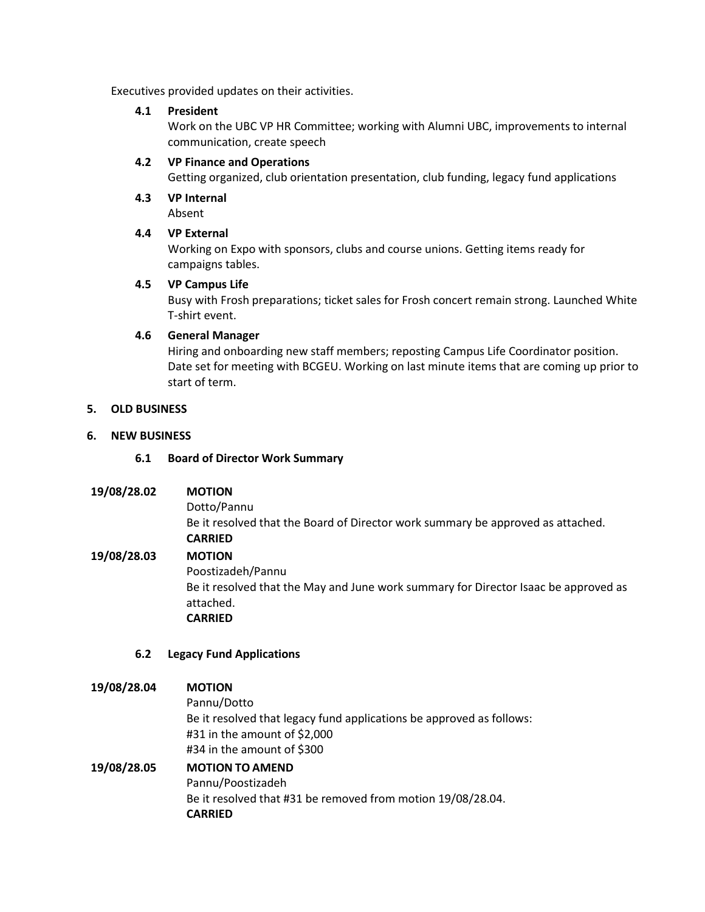Executives provided updates on their activities.

**4.1 President**
Work on the UBC VP HR Committee; working with Alumni UBC, improvements to internal communication, create speech

**4.2 VP Finance and Operations**
Getting organized, club orientation presentation, club funding, legacy fund applications

**4.3 VP Internal**
Absent

**4.4 VP External**
Working on Expo with sponsors, clubs and course unions. Getting items ready for campaigns tables.

**4.5 VP Campus Life**
Busy with Frosh preparations; ticket sales for Frosh concert remain strong. Launched White T-shirt event.

**4.6 General Manager**
Hiring and onboarding new staff members; reposting Campus Life Coordinator position. Date set for meeting with BCGEU. Working on last minute items that are coming up prior to start of term.

## 5. OLD BUSINESS

## 6. NEW BUSINESS

### 6.1 Board of Director Work Summary

**19/08/28.02 MOTION**
Dotto/Pannu
Be it resolved that the Board of Director work summary be approved as attached.
**CARRIED**

**19/08/28.03 MOTION**
Poostizadeh/Pannu
Be it resolved that the May and June work summary for Director Isaac be approved as attached.
**CARRIED**

### 6.2 Legacy Fund Applications

**19/08/28.04 MOTION**
Pannu/Dotto
Be it resolved that legacy fund applications be approved as follows:
#31 in the amount of $2,000
#34 in the amount of $300

**19/08/28.05 MOTION TO AMEND**
Pannu/Poostizadeh
Be it resolved that #31 be removed from motion 19/08/28.04.
**CARRIED**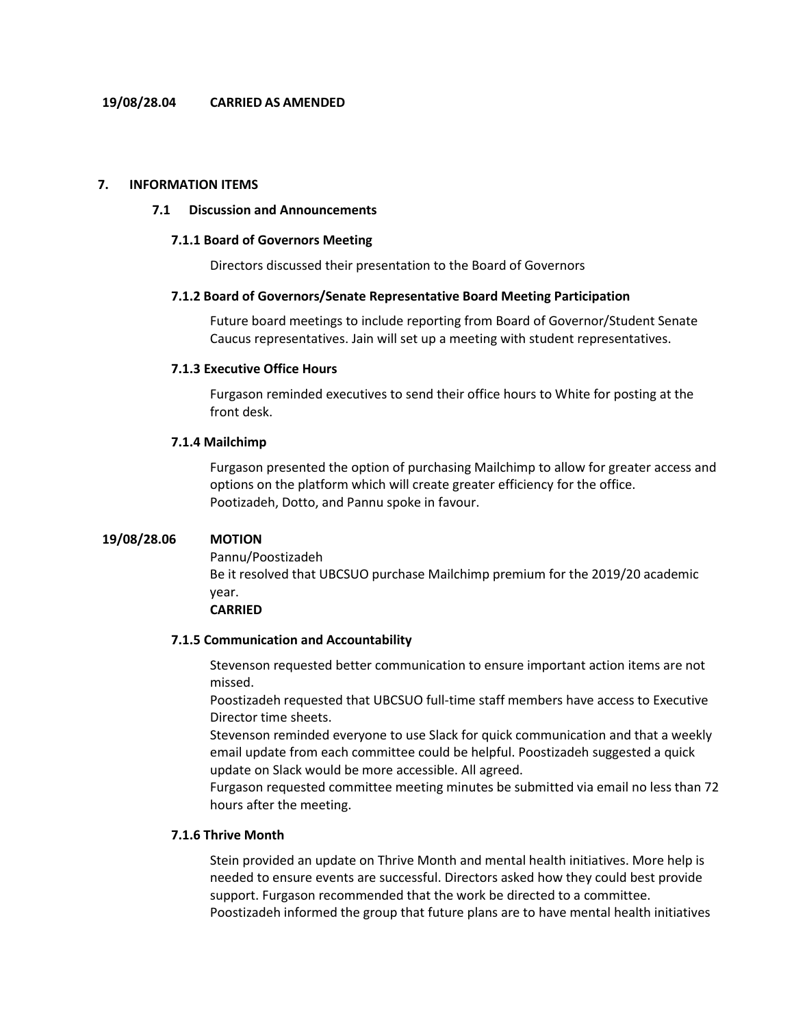**19/08/28.04 CARRIED AS AMENDED**

## 7. INFORMATION ITEMS

### 7.1 Discussion and Announcements

#### 7.1.1 Board of Governors Meeting

Directors discussed their presentation to the Board of Governors

#### 7.1.2 Board of Governors/Senate Representative Board Meeting Participation

Future board meetings to include reporting from Board of Governor/Student Senate Caucus representatives. Jain will set up a meeting with student representatives.

#### 7.1.3 Executive Office Hours

Furgason reminded executives to send their office hours to White for posting at the front desk.

#### 7.1.4 Mailchimp

Furgason presented the option of purchasing Mailchimp to allow for greater access and options on the platform which will create greater efficiency for the office. Pootizadeh, Dotto, and Pannu spoke in favour.

**19/08/28.06 MOTION**

Pannu/Poostizadeh
Be it resolved that UBCSUO purchase Mailchimp premium for the 2019/20 academic year.
**CARRIED**

#### 7.1.5 Communication and Accountability

Stevenson requested better communication to ensure important action items are not missed.
Poostizadeh requested that UBCSUO full-time staff members have access to Executive Director time sheets.
Stevenson reminded everyone to use Slack for quick communication and that a weekly email update from each committee could be helpful. Poostizadeh suggested a quick update on Slack would be more accessible. All agreed.
Furgason requested committee meeting minutes be submitted via email no less than 72 hours after the meeting.

#### 7.1.6 Thrive Month

Stein provided an update on Thrive Month and mental health initiatives. More help is needed to ensure events are successful. Directors asked how they could best provide support. Furgason recommended that the work be directed to a committee. Poostizadeh informed the group that future plans are to have mental health initiatives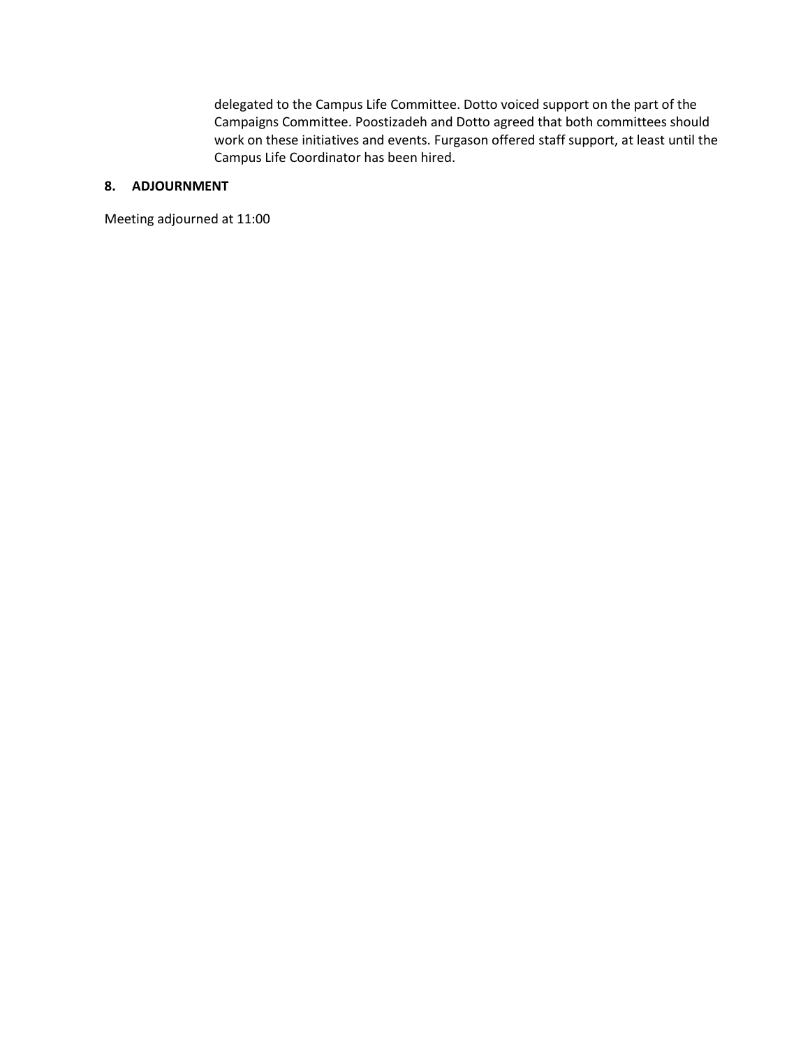delegated to the Campus Life Committee. Dotto voiced support on the part of the Campaigns Committee. Poostizadeh and Dotto agreed that both committees should work on these initiatives and events. Furgason offered staff support, at least until the Campus Life Coordinator has been hired.

**8. ADJOURNMENT**

Meeting adjourned at 11:00